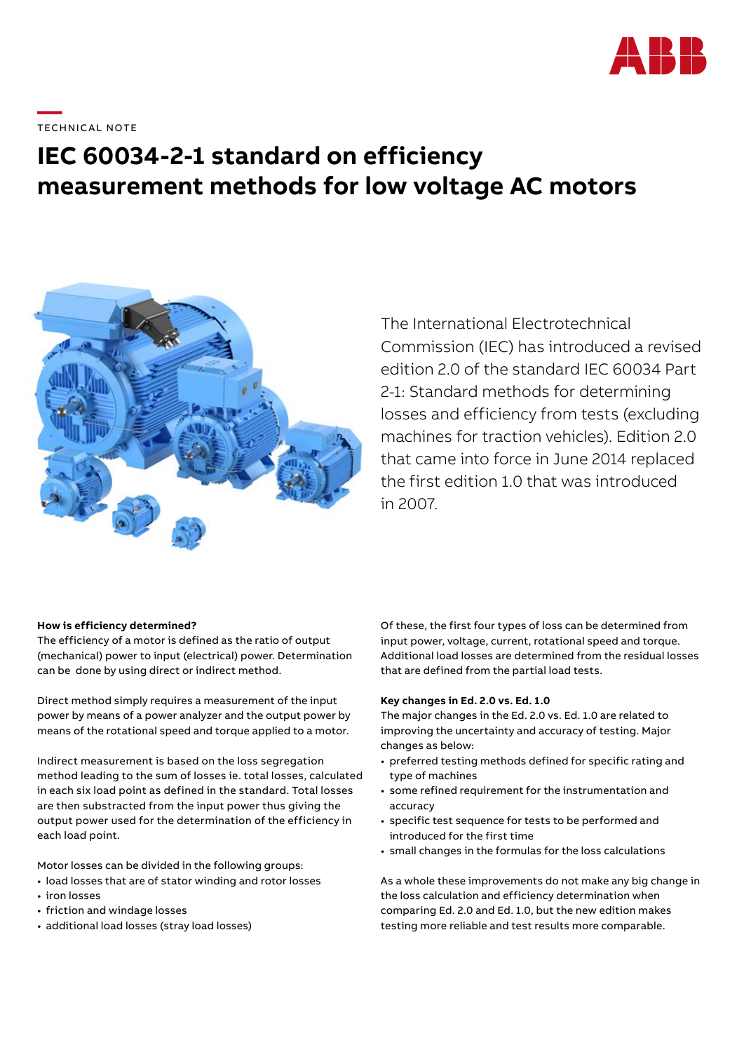TECHNICAL NOTE

# IEC 60034-2-1 standard on efficiency measurement methods for low voltage AC motors

The International Electrotechnical Commission (IEC) has introduced a revised edition 2.0 of the standard IEC 60034 Part 2-1: Standard methods for determining losses and efficiency from tests (excluding machines for traction vehicles). Edition 2.0 that came into force in June 2014 replaced the first edition 1.0 that was introduced in 2007.

**How is efficiency determined?**
The efficiency of a motor is defined as the ratio of output (mechanical) power to input (electrical) power. Determination can be done by using direct or indirect method.

Direct method simply requires a measurement of the input power by means of a power analyzer and the output power by means of the rotational speed and torque applied to a motor.

Indirect measurement is based on the loss segregation method leading to the sum of losses ie. total losses, calculated in each six load point as defined in the standard. Total losses are then substracted from the input power thus giving the output power used for the determination of the efficiency in each load point.

Motor losses can be divided in the following groups:

- load losses that are of stator winding and rotor losses
- iron losses
- friction and windage losses
- additional load losses (stray load losses)

Of these, the first four types of loss can be determined from input power, voltage, current, rotational speed and torque. Additional load losses are determined from the residual losses that are defined from the partial load tests.

**Key changes in Ed. 2.0 vs. Ed. 1.0**
The major changes in the Ed. 2.0 vs. Ed. 1.0 are related to improving the uncertainty and accuracy of testing. Major changes as below:

- preferred testing methods defined for specific rating and type of machines
- some refined requirement for the instrumentation and accuracy
- specific test sequence for tests to be performed and introduced for the first time
- small changes in the formulas for the loss calculations

As a whole these improvements do not make any big change in the loss calculation and efficiency determination when comparing Ed. 2.0 and Ed. 1.0, but the new edition makes testing more reliable and test results more comparable.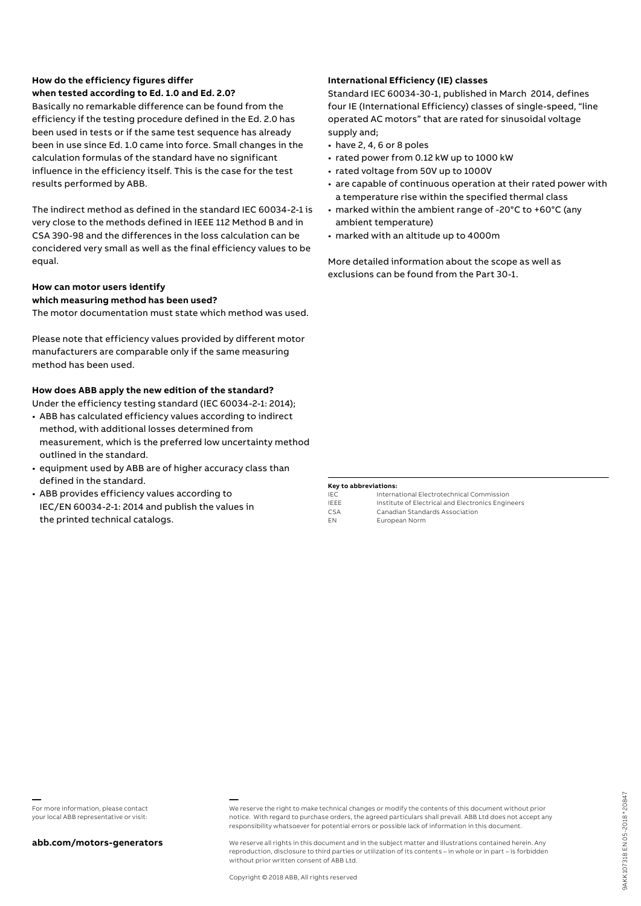### How do the efficiency figures differ when tested according to Ed. 1.0 and Ed. 2.0?

Basically no remarkable difference can be found from the efficiency if the testing procedure defined in the Ed. 2.0 has been used in tests or if the same test sequence has already been in use since Ed. 1.0 came into force. Small changes in the calculation formulas of the standard have no significant influence in the efficiency itself. This is the case for the test results performed by ABB.

The indirect method as defined in the standard IEC 60034-2-1 is very close to the methods defined in IEEE 112 Method B and in CSA 390-98 and the differences in the loss calculation can be concidered very small as well as the final efficiency values to be equal.

### How can motor users identify which measuring method has been used?

The motor documentation must state which method was used.

Please note that efficiency values provided by different motor manufacturers are comparable only if the same measuring method has been used.

### How does ABB apply the new edition of the standard?

Under the efficiency testing standard (IEC 60034-2-1: 2014);

- ABB has calculated efficiency values according to indirect method, with additional losses determined from measurement, which is the preferred low uncertainty method outlined in the standard.
- equipment used by ABB are of higher accuracy class than defined in the standard.
- ABB provides efficiency values according to IEC/EN 60034-2-1: 2014 and publish the values in the printed technical catalogs.

### International Efficiency (IE) classes

Standard IEC 60034-30-1, published in March 2014, defines four IE (International Efficiency) classes of single-speed, "line operated AC motors" that are rated for sinusoidal voltage supply and;

- have 2, 4, 6 or 8 poles
- rated power from 0.12 kW up to 1000 kW
- rated voltage from 50V up to 1000V
- are capable of continuous operation at their rated power with a temperature rise within the specified thermal class
- marked within the ambient range of -20°C to +60°C (any ambient temperature)
- marked with an altitude up to 4000m

More detailed information about the scope as well as exclusions can be found from the Part 30-1.

**Key to abbreviations:**

| | |
|---|---|
| IEC | International Electrotechnical Commission |
| IEEE | Institute of Electrical and Electronics Engineers |
| CSA | Canadian Standards Association |
| EN | European Norm |

For more information, please contact your local ABB representative or visit:

**abb.com/motors-generators**

We reserve the right to make technical changes or modify the contents of this document without prior notice. With regard to purchase orders, the agreed particulars shall prevail. ABB Ltd does not accept any responsibility whatsoever for potential errors or possible lack of information in this document.

We reserve all rights in this document and in the subject matter and illustrations contained herein. Any reproduction, disclosure to third parties or utilization of its contents – in whole or in part – is forbidden without prior written consent of ABB Ltd.

Copyright © 2018 ABB, All rights reserved

9AKK107318 EN 05-2018 *20847